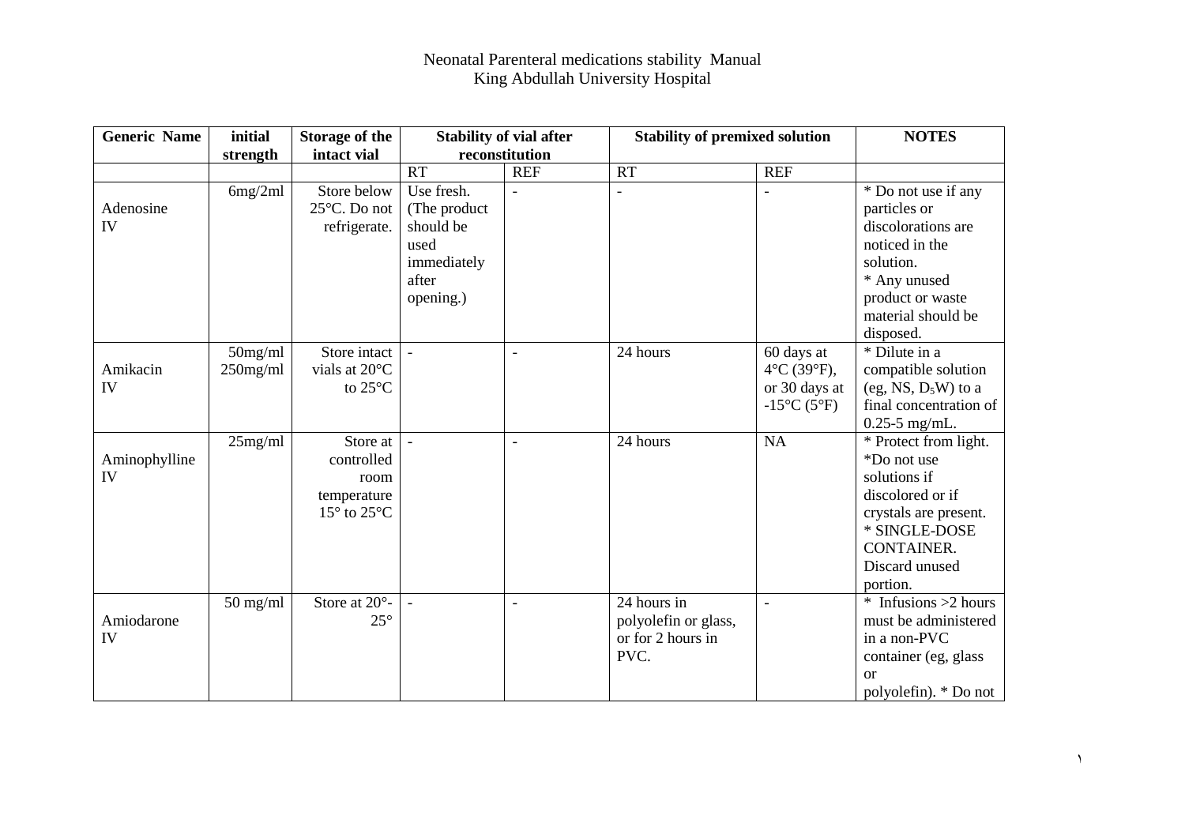# Neonatal Parenteral medications stability Manual
## King Abdullah University Hospital

| Generic Name | initial strength | Storage of the intact vial | Stability of vial after reconstitution | | Stability of premixed solution | | NOTES |
|---|---|---|---|---|---|---|---|
| | | | RT | REF | RT | REF | |
| Adenosine IV | 6mg/2ml | Store below 25°C. Do not refrigerate. | Use fresh. (The product should be used immediately after opening.) | - | - | - | * Do not use if any particles or discolorations are noticed in the solution. * Any unused product or waste material should be disposed. |
| Amikacin IV | 50mg/ml 250mg/ml | Store intact vials at 20°C to 25°C | - | - | 24 hours | 60 days at 4°C (39°F), or 30 days at -15°C (5°F) | * Dilute in a compatible solution (eg, NS, $D_5W$) to a final concentration of 0.25-5 mg/mL. |
| Aminophylline IV | 25mg/ml | Store at controlled room temperature 15° to 25°C | - | - | 24 hours | NA | * Protect from light. *Do not use solutions if discolored or if crystals are present. * SINGLE-DOSE CONTAINER. Discard unused portion. |
| Amiodarone IV | 50 mg/ml | Store at 20°-25° | - | - | 24 hours in polyolefin or glass, or for 2 hours in PVC. | - | * Infusions >2 hours must be administered in a non-PVC container (eg, glass or polyolefin). * Do not |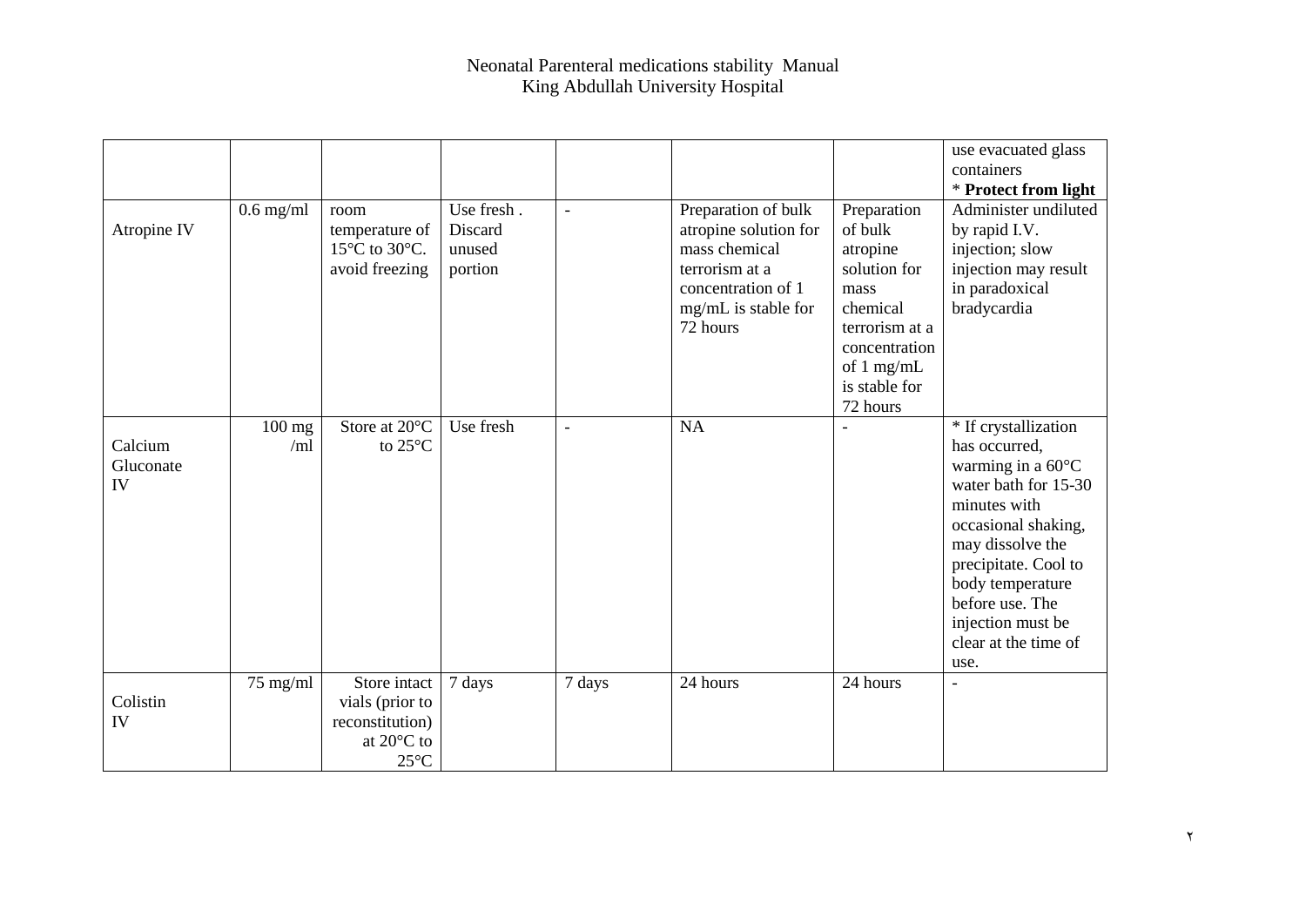| | | | | | | | |
|---|---|---|---|---|---|---|---|
| | | | | | | | use evacuated glass containers<br>* **Protect from light** |
| Atropine IV | 0.6 mg/ml | room temperature of 15°C to 30°C. avoid freezing | Use fresh . Discard unused portion | - | Preparation of bulk atropine solution for mass chemical terrorism at a concentration of 1 mg/mL is stable for 72 hours | Preparation of bulk atropine solution for mass chemical terrorism at a concentration of 1 mg/mL is stable for 72 hours | Administer undiluted by rapid I.V. injection; slow injection may result in paradoxical bradycardia |
| Calcium Gluconate IV | 100 mg /ml | Store at 20°C to 25°C | Use fresh | - | NA | - | * If crystallization has occurred, warming in a 60°C water bath for 15-30 minutes with occasional shaking, may dissolve the precipitate. Cool to body temperature before use. The injection must be clear at the time of use. |
| Colistin IV | 75 mg/ml | Store intact vials (prior to reconstitution) at 20°C to 25°C | 7 days | 7 days | 24 hours | 24 hours | - |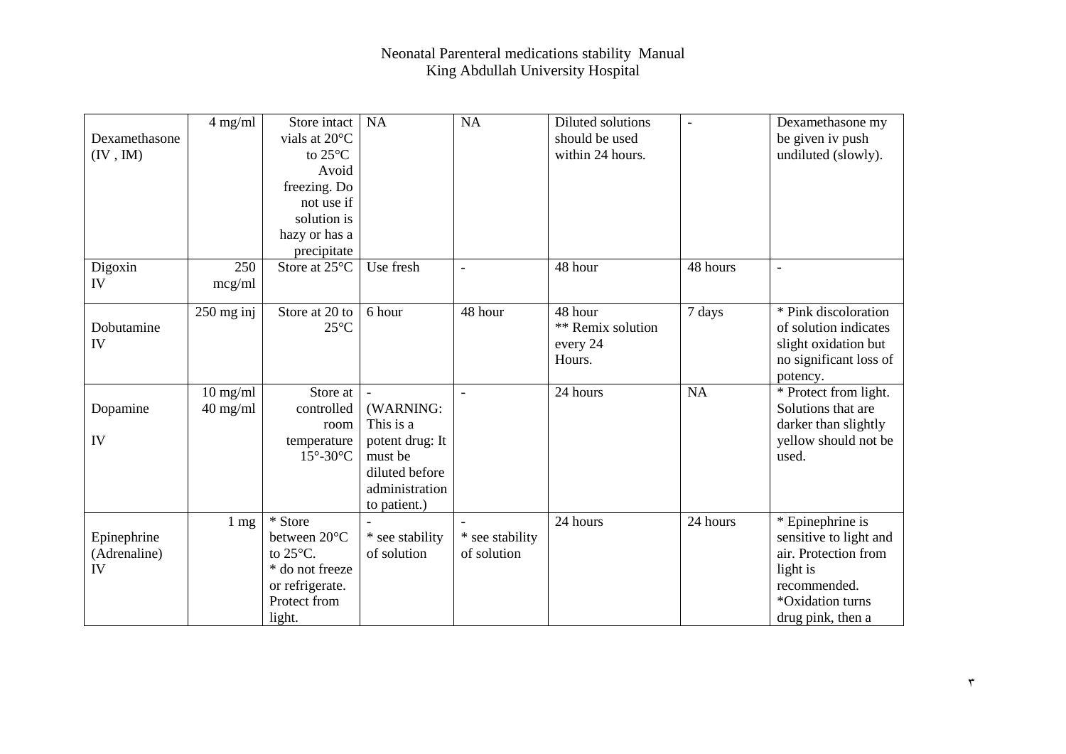| | | | | | | | |
|---|---|---|---|---|---|---|---|
| Dexamethasone (IV , IM) | 4 mg/ml | Store intact vials at 20°C to 25°C Avoid freezing. Do not use if solution is hazy or has a precipitate | NA | NA | Diluted solutions should be used within 24 hours. | - | Dexamethasone my be given iv push undiluted (slowly). |
| Digoxin IV | 250 mcg/ml | Store at 25°C | Use fresh | - | 48 hour | 48 hours | - |
| Dobutamine IV | 250 mg inj | Store at 20 to 25°C | 6 hour | 48 hour | 48 hour ** Remix solution every 24 Hours. | 7 days | * Pink discoloration of solution indicates slight oxidation but no significant loss of potency. |
| Dopamine IV | 10 mg/ml 40 mg/ml | Store at controlled room temperature 15°-30°C | - (WARNING: This is a potent drug: It must be diluted before administration to patient.) | - | 24 hours | NA | * Protect from light. Solutions that are darker than slightly yellow should not be used. |
| Epinephrine (Adrenaline) IV | 1 mg | * Store between 20°C to 25°C. * do not freeze or refrigerate. Protect from light. | - * see stability of solution | - * see stability of solution | 24 hours | 24 hours | * Epinephrine is sensitive to light and air. Protection from light is recommended. *Oxidation turns drug pink, then a |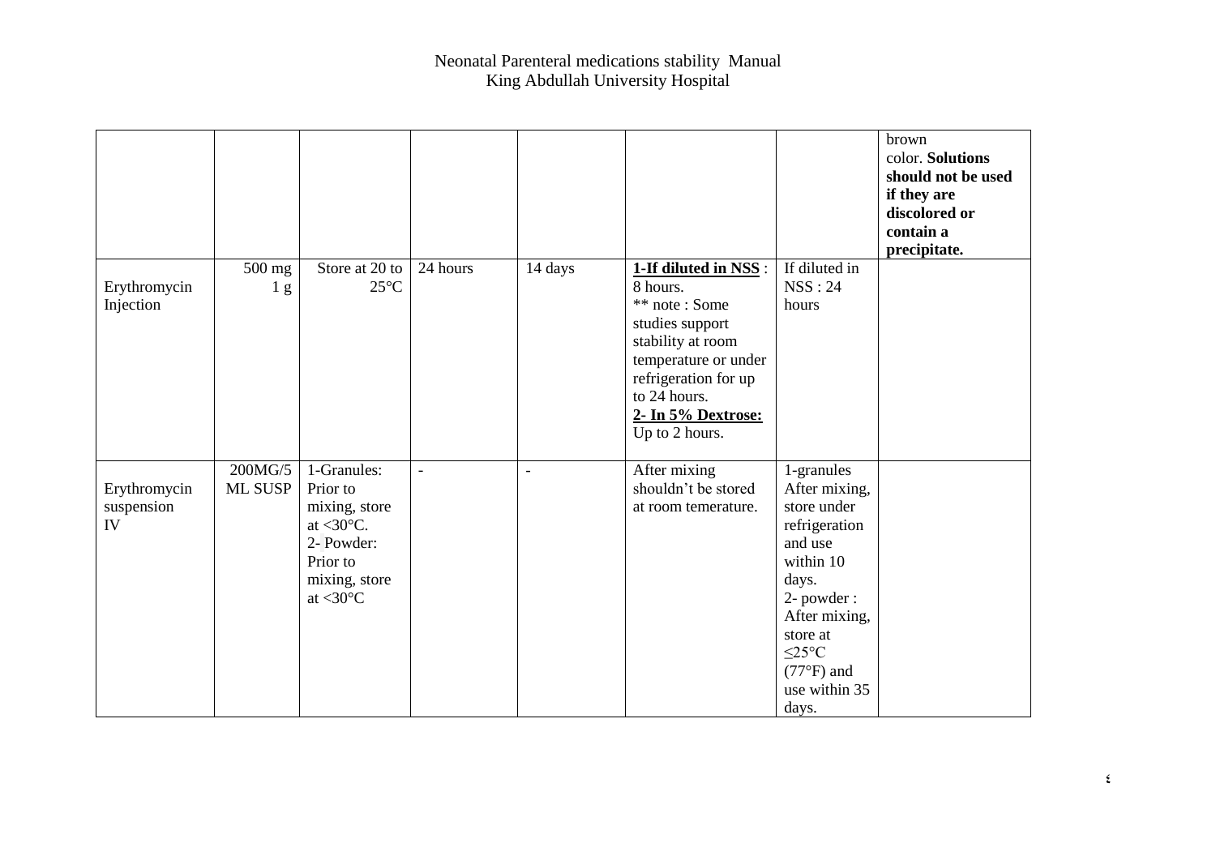| | | | | | | | |
|---|---|---|---|---|---|---|---|
| | | | | | | | brown color. **Solutions should not be used if they are discolored or contain a precipitate.** |
| Erythromycin Injection | 500 mg 1 g | Store at 20 to 25°C | 24 hours | 14 days | **1-If diluted in NSS** : 8 hours. ** note : Some studies support stability at room temperature or under refrigeration for up to 24 hours. **2- In 5% Dextrose:** Up to 2 hours. | If diluted in NSS : 24 hours | |
| Erythromycin suspension IV | 200MG/5 ML SUSP | 1-Granules: Prior to mixing, store at <30°C. 2- Powder: Prior to mixing, store at <30°C | - | - | After mixing shouldn't be stored at room temerature. | 1-granules After mixing, store under refrigeration and use within 10 days. 2- powder : After mixing, store at ≤25°C (77°F) and use within 35 days. | |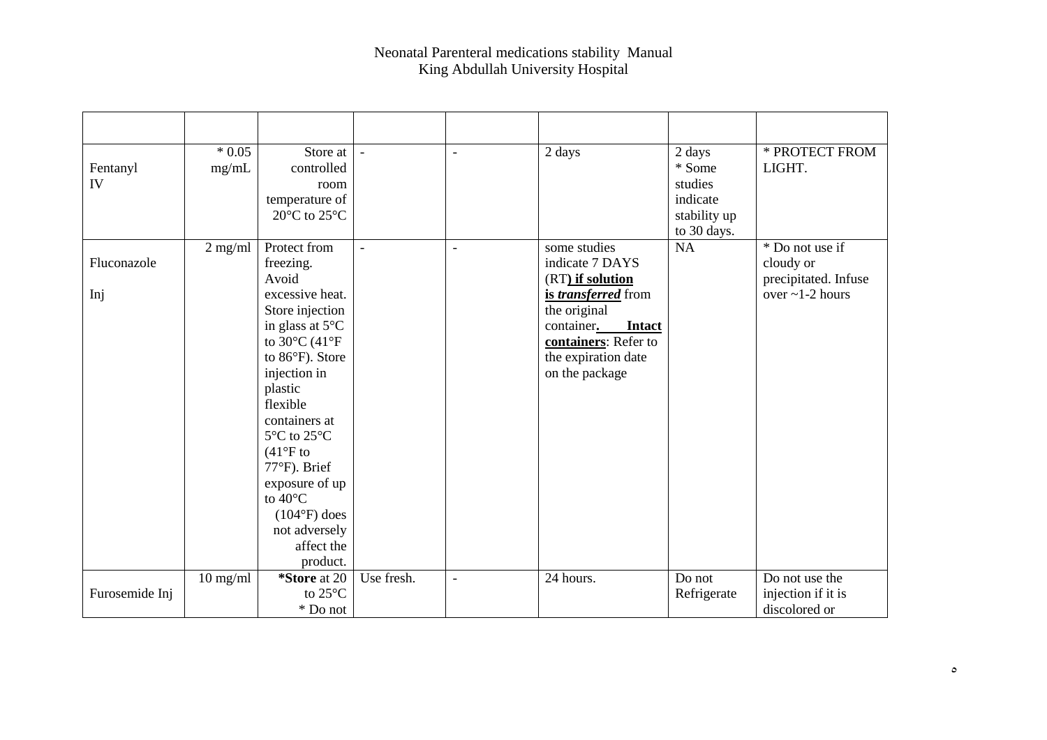| | | | | | | | |
|---|---|---|---|---|---|---|---|
| Fentanyl IV | * 0.05 mg/mL | Store at controlled room temperature of 20°C to 25°C | - | - | 2 days | 2 days * Some studies indicate stability up to 30 days. | * PROTECT FROM LIGHT. |
| Fluconazole Inj | 2 mg/ml | Protect from freezing. Avoid excessive heat. Store injection in glass at 5°C to 30°C (41°F to 86°F). Store injection in plastic flexible containers at 5°C to 25°C (41°F to 77°F). Brief exposure of up to 40°C (104°F) does not adversely affect the product. | - | - | some studies indicate 7 DAYS (RT**) <u>if solution</u> <u>is</u> <u>*transferred*</u>** from the original container**. <u>Intact</u> <u>containers</u>**: Refer to the expiration date on the package | NA | * Do not use if cloudy or precipitated. Infuse over ~1-2 hours |
| Furosemide Inj | 10 mg/ml | ***Store** at 20 to 25°C * Do not | Use fresh. | - | 24 hours. | Do not Refrigerate | Do not use the injection if it is discolored or |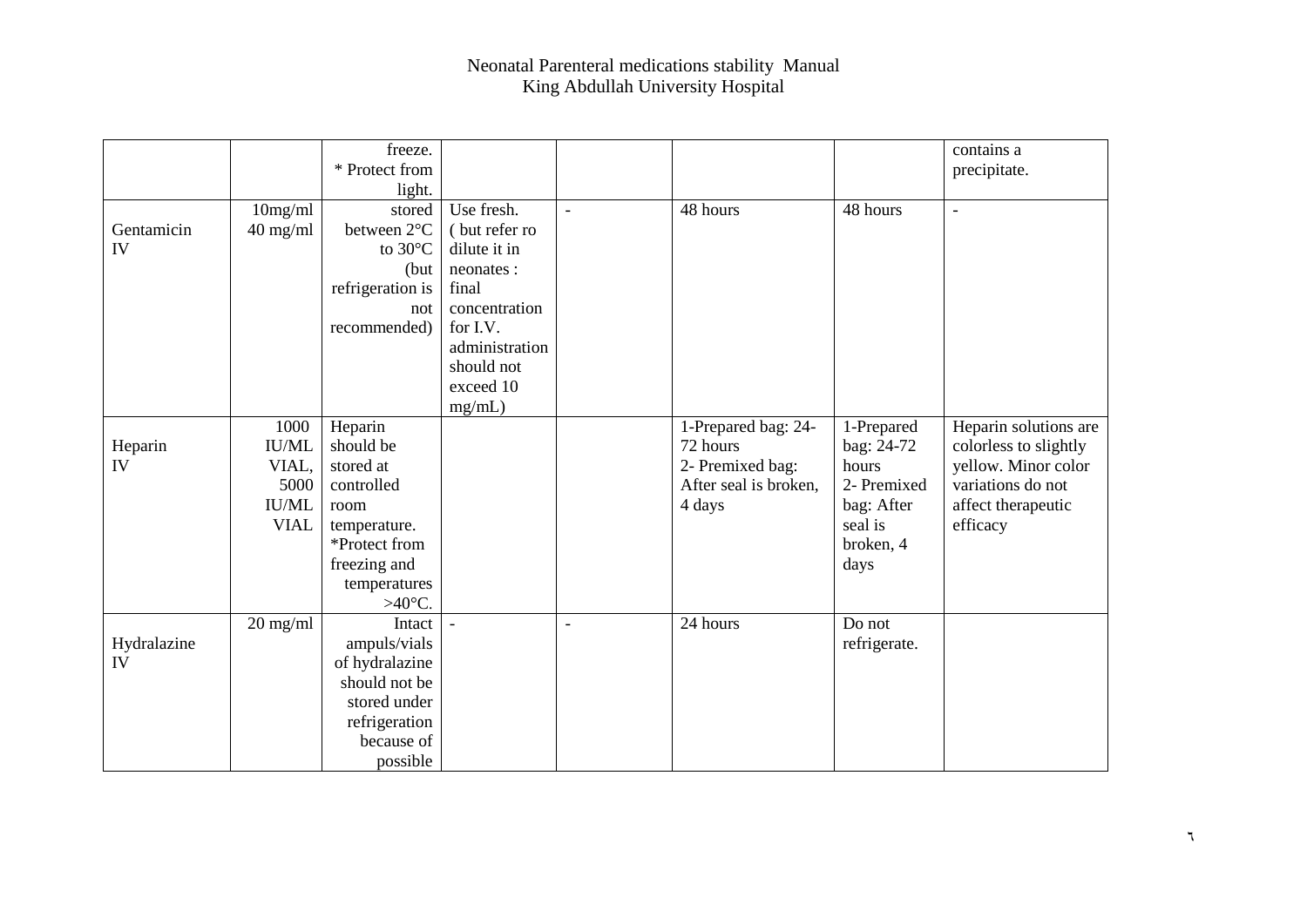| | | | | | | | |
|---|---|---|---|---|---|---|---|
| | | freeze. * Protect from light. | | | | | contains a precipitate. |
| Gentamicin IV | 10mg/ml 40 mg/ml | stored between 2°C to 30°C (but refrigeration is not recommended) | Use fresh. ( but refer ro dilute it in neonates : final concentration for I.V. administration should not exceed 10 mg/mL) | - | 48 hours | 48 hours | - |
| Heparin IV | 1000 IU/ML VIAL, 5000 IU/ML VIAL | Heparin should be stored at controlled room temperature. *Protect from freezing and temperatures >40°C. | | | 1-Prepared bag: 24-72 hours 2- Premixed bag: After seal is broken, 4 days | 1-Prepared bag: 24-72 hours 2- Premixed bag: After seal is broken, 4 days | Heparin solutions are colorless to slightly yellow. Minor color variations do not affect therapeutic efficacy |
| Hydralazine IV | 20 mg/ml | Intact ampuls/vials of hydralazine should not be stored under refrigeration because of possible | - | - | 24 hours | Do not refrigerate. | |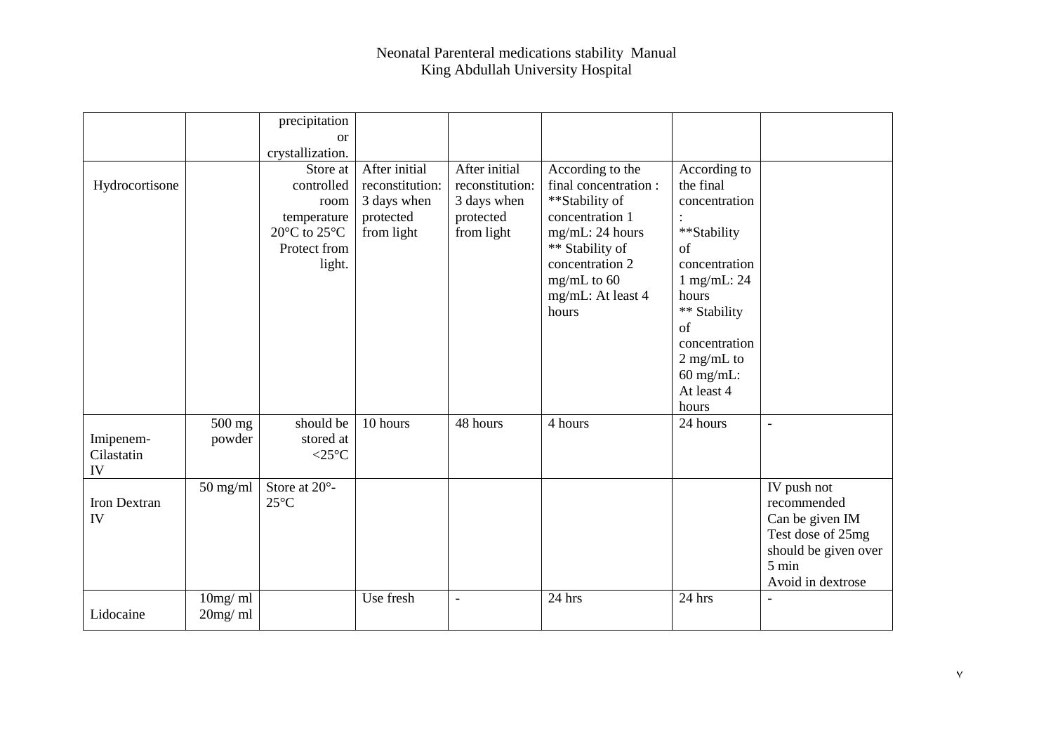# Neonatal Parenteral medications stability Manual
## King Abdullah University Hospital

| | | | | | | | |
|---|---|---|---|---|---|---|---|
| | | precipitation or crystallization. | | | | | |
| Hydrocortisone | | Store at controlled room temperature 20°C to 25°C Protect from light. | After initial reconstitution: 3 days when protected from light | After initial reconstitution: 3 days when protected from light | According to the final concentration : **Stability of concentration 1 mg/mL: 24 hours ** Stability of concentration 2 mg/mL to 60 mg/mL: At least 4 hours | According to the final concentration : **Stability of concentration 1 mg/mL: 24 hours ** Stability of concentration 2 mg/mL to 60 mg/mL: At least 4 hours | |
| Imipenem-Cilastatin IV | 500 mg powder | should be stored at <25°C | 10 hours | 48 hours | 4 hours | 24 hours | - |
| Iron Dextran IV | 50 mg/ml | Store at 20°-25°C | | | | | IV push not recommended Can be given IM Test dose of 25mg should be given over 5 min Avoid in dextrose |
| Lidocaine | 10mg/ ml 20mg/ ml | | Use fresh | - | 24 hrs | 24 hrs | - |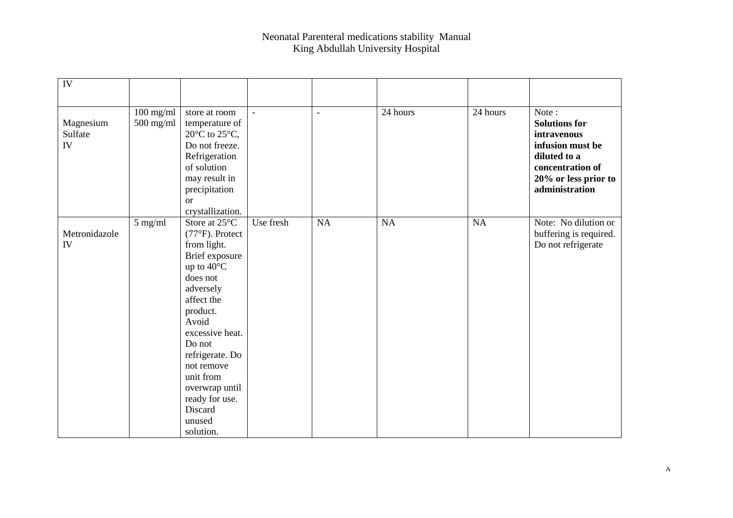| IV | | | | | | | |
|---|---|---|---|---|---|---|---|
| Magnesium Sulfate IV | 100 mg/ml 500 mg/ml | store at room temperature of 20°C to 25°C, Do not freeze. Refrigeration of solution may result in precipitation or crystallization. | - | - | 24 hours | 24 hours | Note : **Solutions for intravenous infusion must be diluted to a concentration of 20% or less prior to administration** |
| Metronidazole IV | 5 mg/ml | Store at 25°C (77°F). Protect from light. Brief exposure up to 40°C does not adversely affect the product. Avoid excessive heat. Do not refrigerate. Do not remove unit from overwrap until ready for use. Discard unused solution. | Use fresh | NA | NA | NA | Note: No dilution or buffering is required. Do not refrigerate |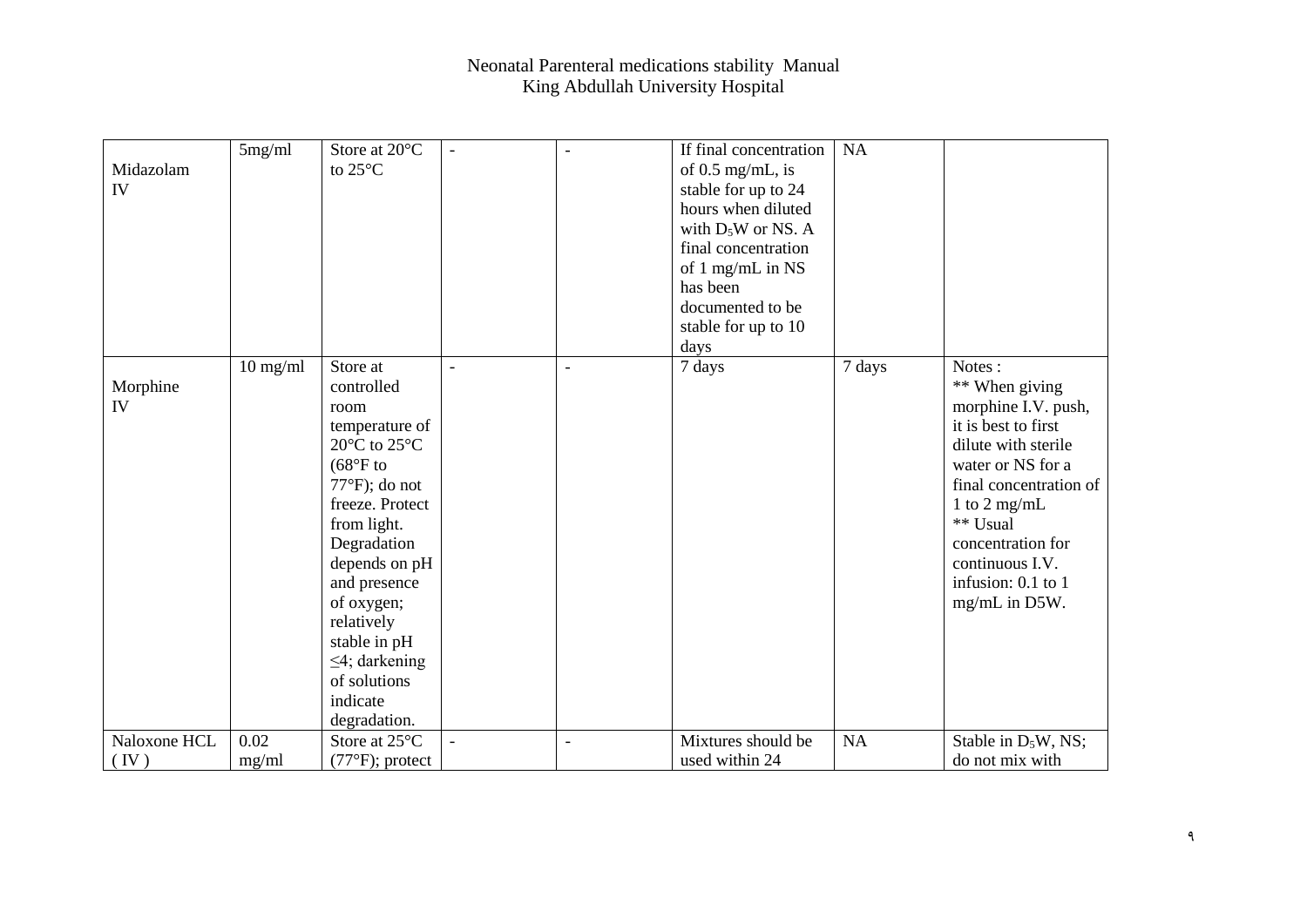| Midazolam IV | 5mg/ml | Store at 20°C to 25°C | - | - | If final concentration of 0.5 mg/mL, is stable for up to 24 hours when diluted with $D_5W$ or NS. A final concentration of 1 mg/mL in NS has been documented to be stable for up to 10 days | NA | |
|---|---|---|---|---|---|---|---|
| Morphine IV | 10 mg/ml | Store at controlled room temperature of 20°C to 25°C (68°F to 77°F); do not freeze. Protect from light. Degradation depends on pH and presence of oxygen; relatively stable in pH ≤4; darkening of solutions indicate degradation. | - | - | 7 days | 7 days | Notes : ** When giving morphine I.V. push, it is best to first dilute with sterile water or NS for a final concentration of 1 to 2 mg/mL ** Usual concentration for continuous I.V. infusion: 0.1 to 1 mg/mL in D5W. |
| Naloxone HCL ( IV ) | 0.02 mg/ml | Store at 25°C (77°F); protect | - | - | Mixtures should be used within 24 | NA | Stable in $D_5W$, NS; do not mix with |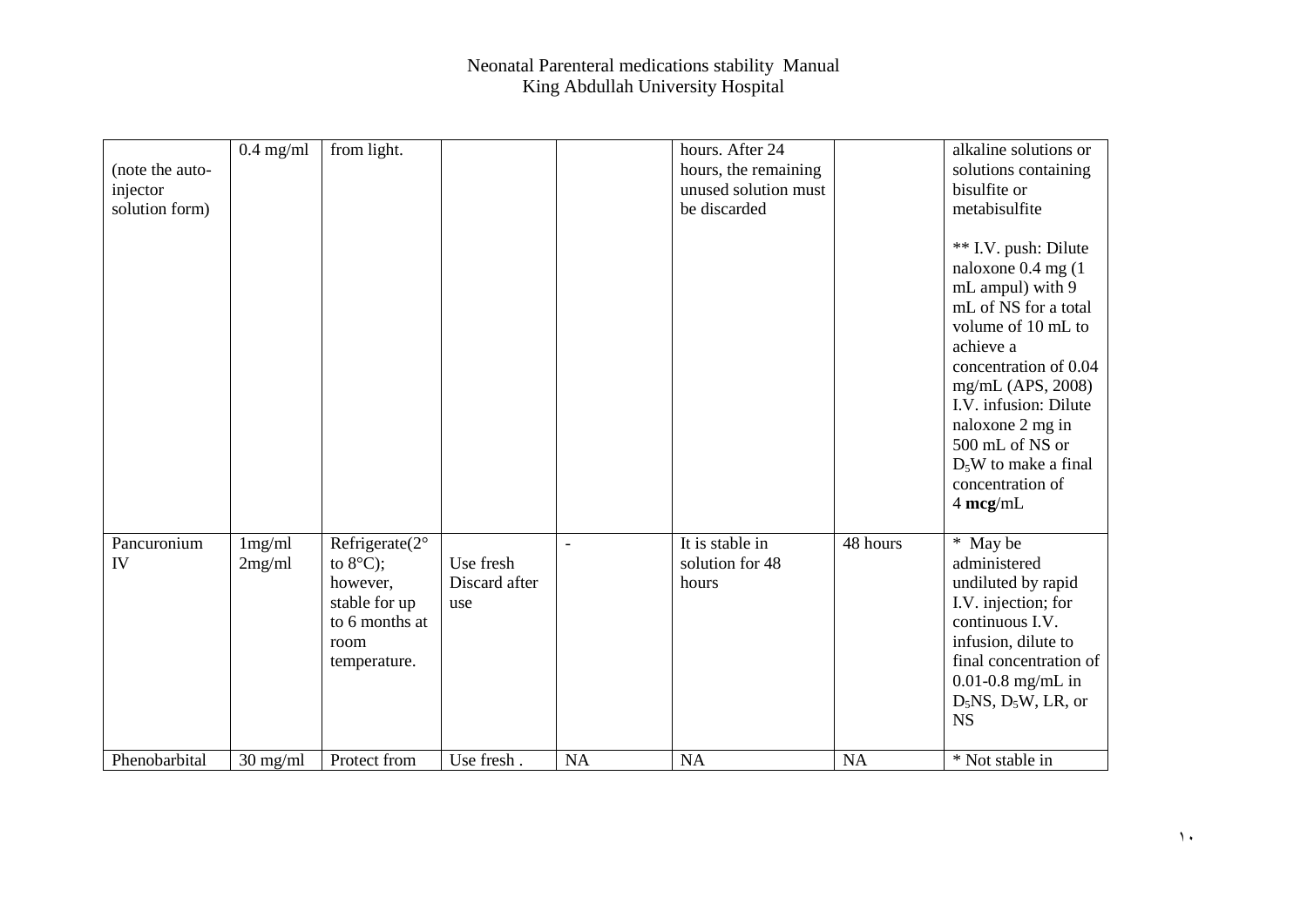| | | | | | | | |
|---|---|---|---|---|---|---|---|
| (note the auto-injector solution form) | 0.4 mg/ml | from light. | | | hours. After 24 hours, the remaining unused solution must be discarded | | alkaline solutions or solutions containing bisulfite or metabisulfite<br><br>** I.V. push: Dilute naloxone 0.4 mg (1 mL ampul) with 9 mL of NS for a total volume of 10 mL to achieve a concentration of 0.04 mg/mL (APS, 2008) I.V. infusion: Dilute naloxone 2 mg in 500 mL of NS or $D_5W$ to make a final concentration of 4 **mcg**/mL |
| Pancuronium IV | 1mg/ml<br>2mg/ml | Refrigerate(2° to 8°C); however, stable for up to 6 months at room temperature. | Use fresh Discard after use | - | It is stable in solution for 48 hours | 48 hours | * May be administered undiluted by rapid I.V. injection; for continuous I.V. infusion, dilute to final concentration of 0.01-0.8 mg/mL in $D_5NS$, $D_5W$, LR, or NS |
| Phenobarbital | 30 mg/ml | Protect from | Use fresh . | NA | NA | NA | * Not stable in |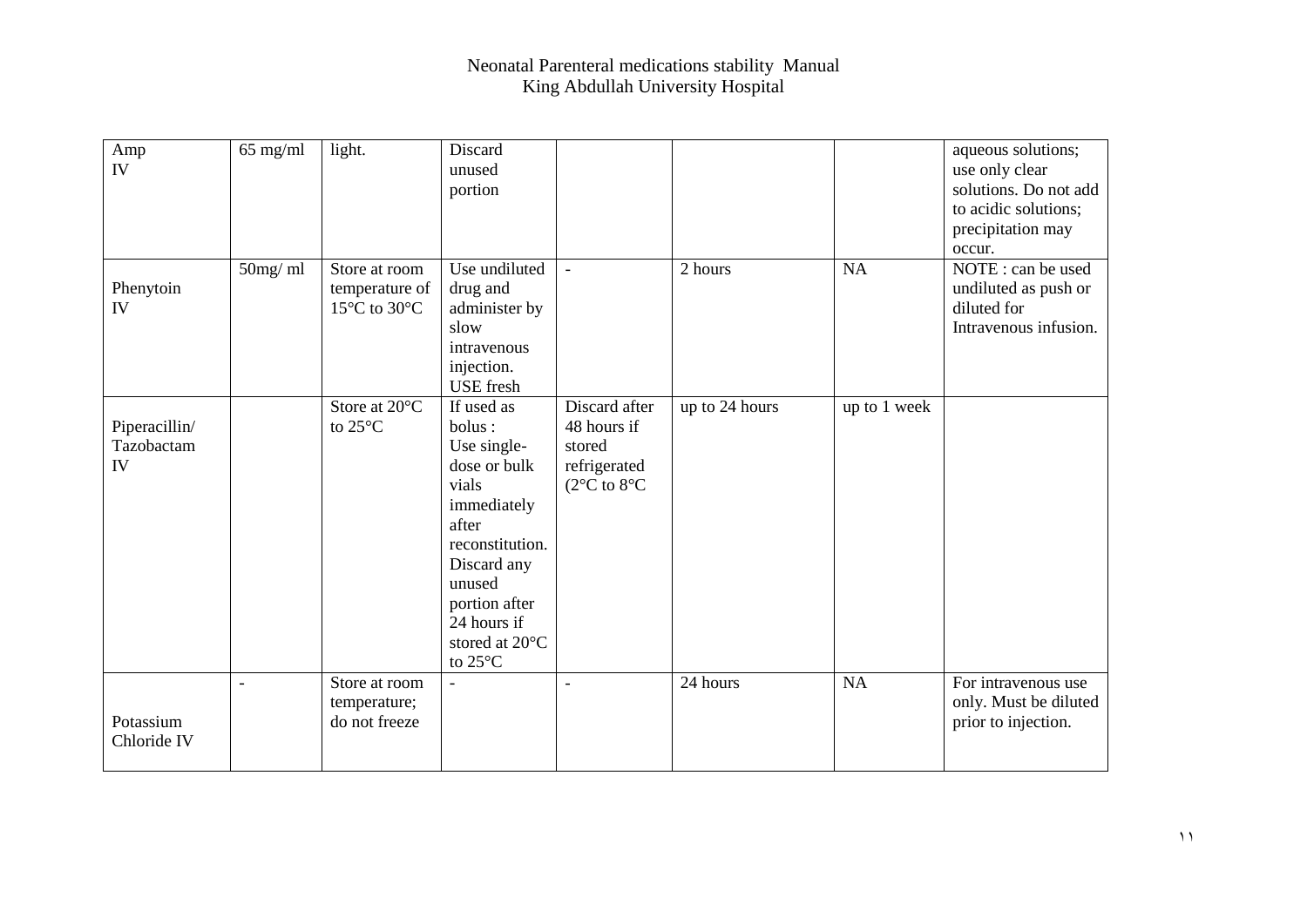| Amp IV | 65 mg/ml | light. | Discard unused portion | | | | aqueous solutions; use only clear solutions. Do not add to acidic solutions; precipitation may occur. |
|---|---|---|---|---|---|---|---|
| Phenytoin IV | 50mg/ ml | Store at room temperature of 15°C to 30°C | Use undiluted drug and administer by slow intravenous injection. USE fresh | - | 2 hours | NA | NOTE : can be used undiluted as push or diluted for Intravenous infusion. |
| Piperacillin/ Tazobactam IV | | Store at 20°C to 25°C | If used as bolus : Use single-dose or bulk vials immediately after reconstitution. Discard any unused portion after 24 hours if stored at 20°C to 25°C | Discard after 48 hours if stored refrigerated (2°C to 8°C | up to 24 hours | up to 1 week | |
| Potassium Chloride IV | - | Store at room temperature; do not freeze | - | - | 24 hours | NA | For intravenous use only. Must be diluted prior to injection. |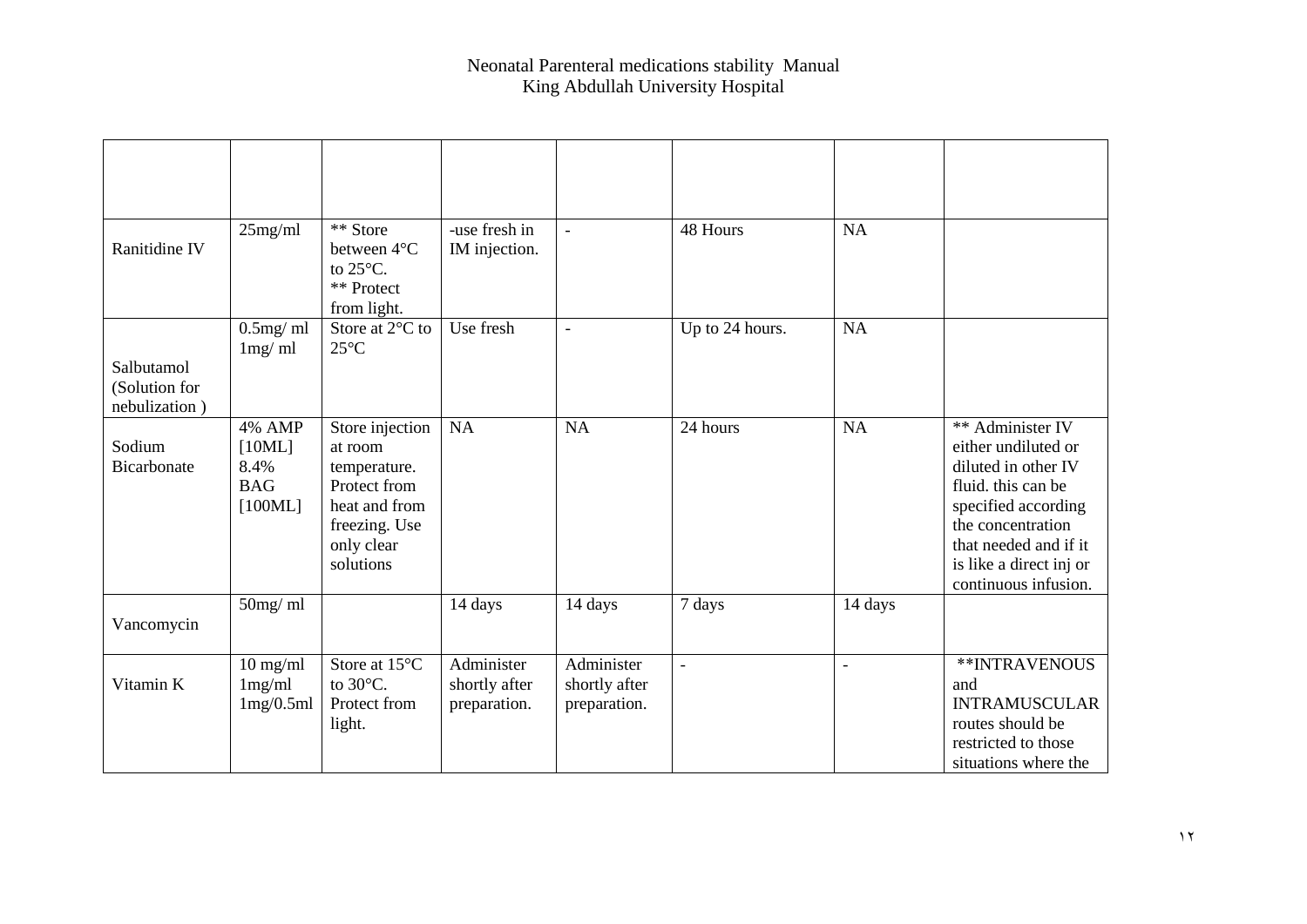| | | | | | | | |
|---|---|---|---|---|---|---|---|
| Ranitidine IV | 25mg/ml | ** Store between 4°C to 25°C. ** Protect from light. | -use fresh in IM injection. | - | 48 Hours | NA | |
| Salbutamol (Solution for nebulization ) | 0.5mg/ ml 1mg/ ml | Store at 2°C to 25°C | Use fresh | - | Up to 24 hours. | NA | |
| Sodium Bicarbonate | 4% AMP [10ML] 8.4% BAG [100ML] | Store injection at room temperature. Protect from heat and from freezing. Use only clear solutions | NA | NA | 24 hours | NA | ** Administer IV either undiluted or diluted in other IV fluid. this can be specified according the concentration that needed and if it is like a direct inj or continuous infusion. |
| Vancomycin | 50mg/ ml | | 14 days | 14 days | 7 days | 14 days | |
| Vitamin K | 10 mg/ml 1mg/ml 1mg/0.5ml | Store at 15°C to 30°C. Protect from light. | Administer shortly after preparation. | Administer shortly after preparation. | - | - | **INTRAVENOUS and INTRAMUSCULAR routes should be restricted to those situations where the |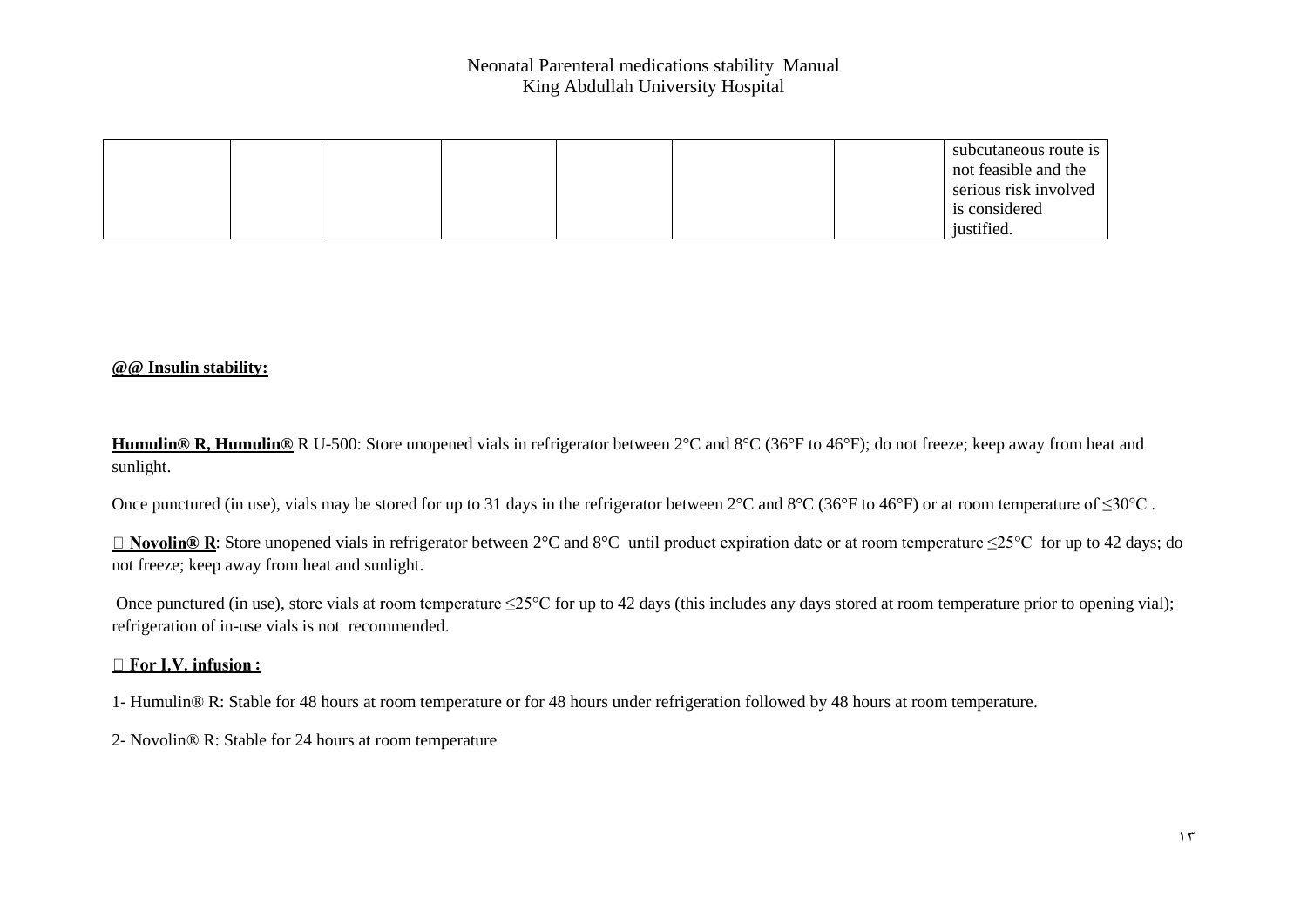| | | | | | | | |
|---|---|---|---|---|---|---|---|
| | | | | | | | subcutaneous route is not feasible and the serious risk involved is considered justified. |

**@@ Insulin stability:**

**Humulin® R, Humulin®** R U-500: Store unopened vials in refrigerator between 2°C and 8°C (36°F to 46°F); do not freeze; keep away from heat and sunlight.

Once punctured (in use), vials may be stored for up to 31 days in the refrigerator between 2°C and 8°C (36°F to 46°F) or at room temperature of ≤30°C .

 **Novolin® R**: Store unopened vials in refrigerator between 2°C and 8°C until product expiration date or at room temperature ≤25°C for up to 42 days; do not freeze; keep away from heat and sunlight.

Once punctured (in use), store vials at room temperature ≤25°C for up to 42 days (this includes any days stored at room temperature prior to opening vial); refrigeration of in-use vials is not recommended.

 **For I.V. infusion :**

1- Humulin® R: Stable for 48 hours at room temperature or for 48 hours under refrigeration followed by 48 hours at room temperature.

2- Novolin® R: Stable for 24 hours at room temperature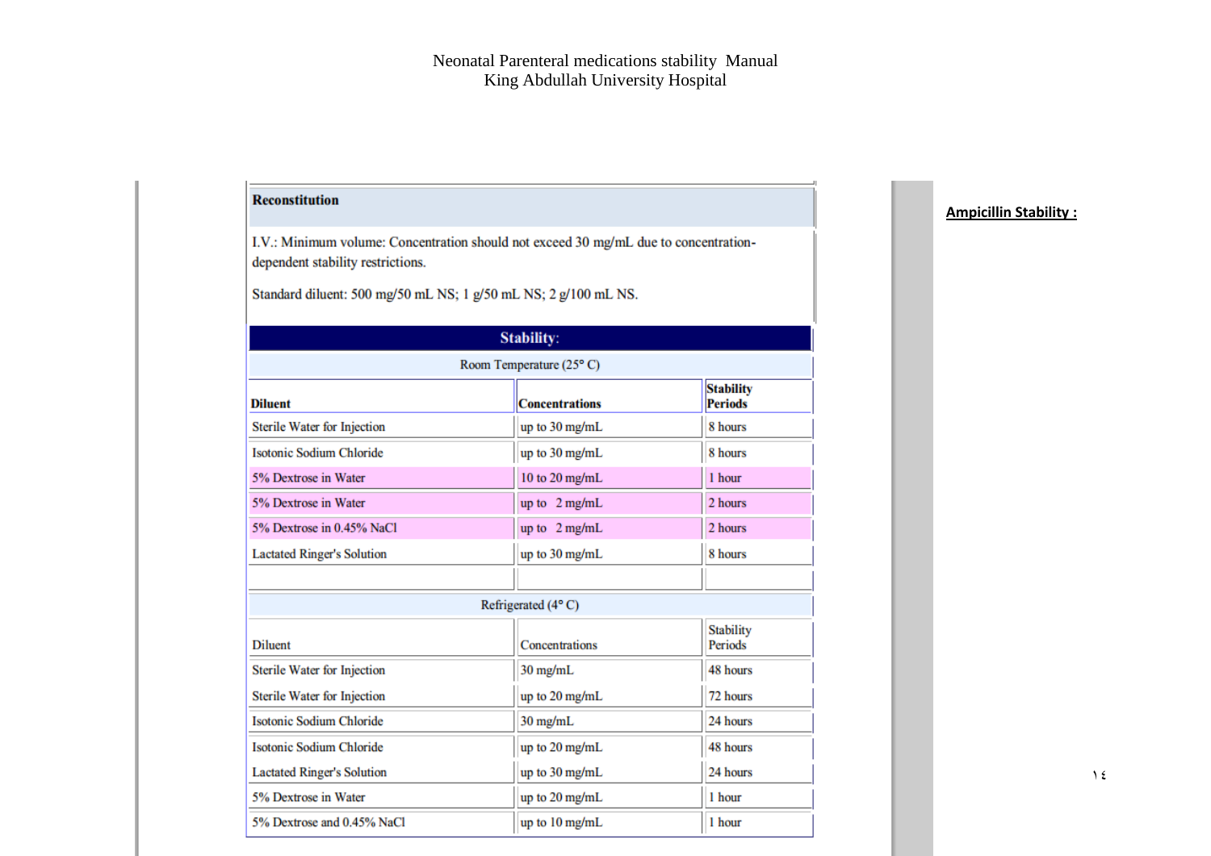## Ampicillin Stability :

### Reconstitution

I.V.: Minimum volume: Concentration should not exceed 30 mg/mL due to concentration-dependent stability restrictions.

Standard diluent: 500 mg/50 mL NS; 1 g/50 mL NS; 2 g/100 mL NS.

### Stability:

**Room Temperature (25° C)**

| Diluent | Concentrations | Stability Periods |
|---|---|---|
| Sterile Water for Injection | up to 30 mg/mL | 8 hours |
| Isotonic Sodium Chloride | up to 30 mg/mL | 8 hours |
| 5% Dextrose in Water | 10 to 20 mg/mL | 1 hour |
| 5% Dextrose in Water | up to 2 mg/mL | 2 hours |
| 5% Dextrose in 0.45% NaCl | up to 2 mg/mL | 2 hours |
| Lactated Ringer's Solution | up to 30 mg/mL | 8 hours |

**Refrigerated (4° C)**

| Diluent | Concentrations | Stability Periods |
|---|---|---|
| Sterile Water for Injection | 30 mg/mL | 48 hours |
| Sterile Water for Injection | up to 20 mg/mL | 72 hours |
| Isotonic Sodium Chloride | 30 mg/mL | 24 hours |
| Isotonic Sodium Chloride | up to 20 mg/mL | 48 hours |
| Lactated Ringer's Solution | up to 30 mg/mL | 24 hours |
| 5% Dextrose in Water | up to 20 mg/mL | 1 hour |
| 5% Dextrose and 0.45% NaCl | up to 10 mg/mL | 1 hour |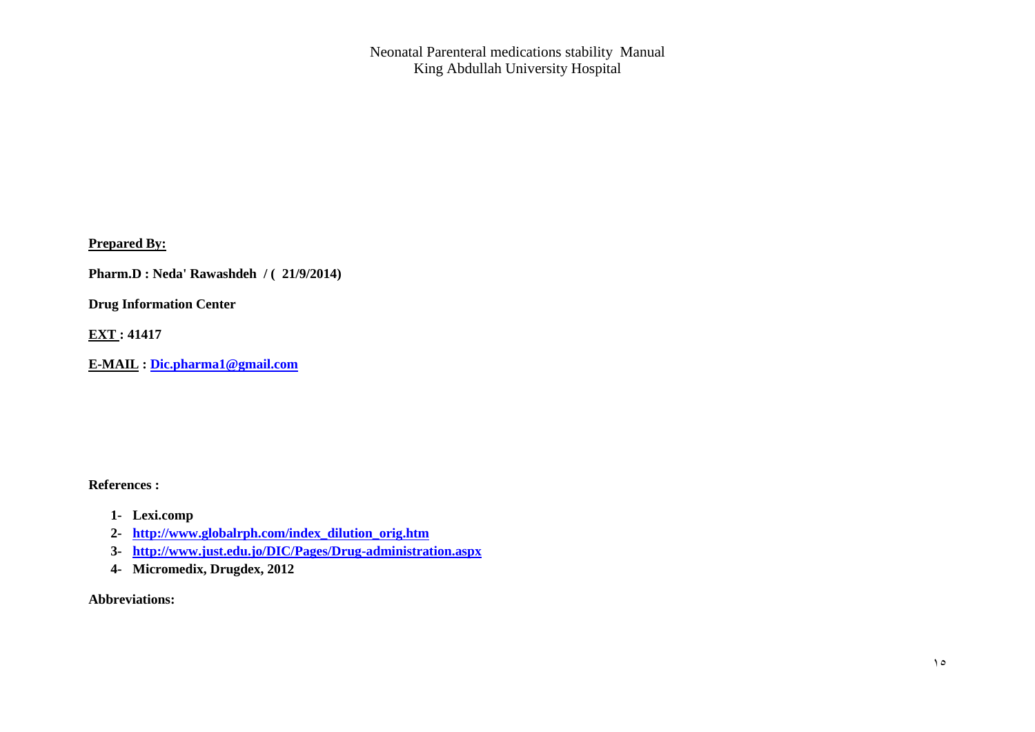# Neonatal Parenteral medications stability Manual
## King Abdullah University Hospital

**Prepared By:**

**Pharm.D : Neda' Rawashdeh / ( 21/9/2014)**

**Drug Information Center**

**EXT : 41417**

**E-MAIL : Dic.pharma1@gmail.com**

**References :**

1. **Lexi.comp**
2. **http://www.globalrph.com/index_dilution_orig.htm**
3. **http://www.just.edu.jo/DIC/Pages/Drug-administration.aspx**
4. **Micromedix, Drugdex, 2012**

**Abbreviations:**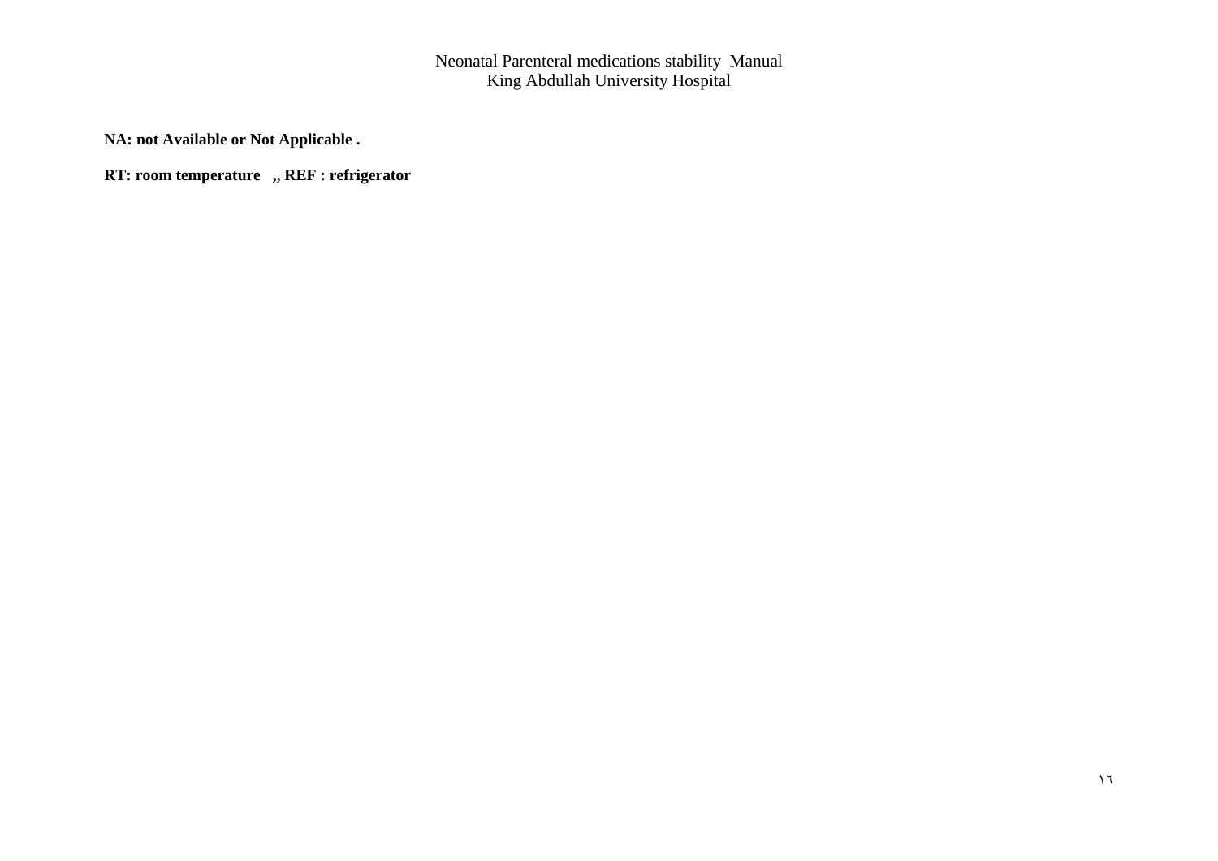**NA: not Available or Not Applicable .**

**RT: room temperature ,, REF : refrigerator**